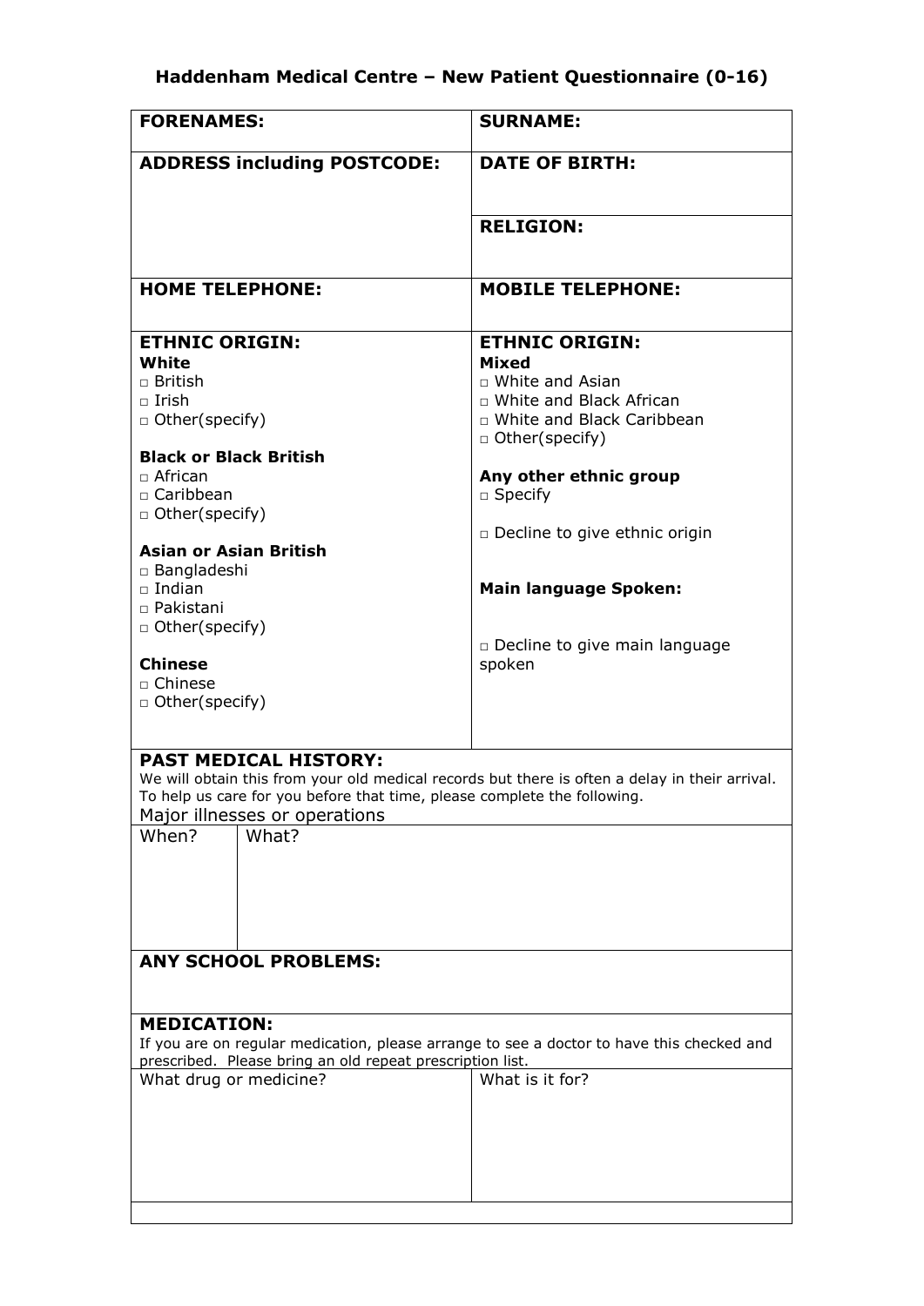# Haddenham Medical Centre – New Patient Questionnaire (0-16)

| **FORENAMES:** | **SURNAME:** |
| --- | --- |
| **ADDRESS including POSTCODE:** | **DATE OF BIRTH:** |
| | **RELIGION:** |
| **HOME TELEPHONE:** | **MOBILE TELEPHONE:** |

**ETHNIC ORIGIN:**

**White**
- □ British
- □ Irish
- □ Other(specify)

**Black or Black British**
- □ African
- □ Caribbean
- □ Other(specify)

**Asian or Asian British**
- □ Bangladeshi
- □ Indian
- □ Pakistani
- □ Other(specify)

**Chinese**
- □ Chinese
- □ Other(specify)

**ETHNIC ORIGIN:**

**Mixed**
- □ White and Asian
- □ White and Black African
- □ White and Black Caribbean
- □ Other(specify)

**Any other ethnic group**
- □ Specify

□ Decline to give ethnic origin

**Main language Spoken:**

□ Decline to give main language spoken

**PAST MEDICAL HISTORY:**

We will obtain this from your old medical records but there is often a delay in their arrival. To help us care for you before that time, please complete the following.

Major illnesses or operations

| When? | What? |
| --- | --- |
| | |

**ANY SCHOOL PROBLEMS:**

**MEDICATION:**

If you are on regular medication, please arrange to see a doctor to have this checked and prescribed. Please bring an old repeat prescription list.

| What drug or medicine? | What is it for? |
| --- | --- |
| | |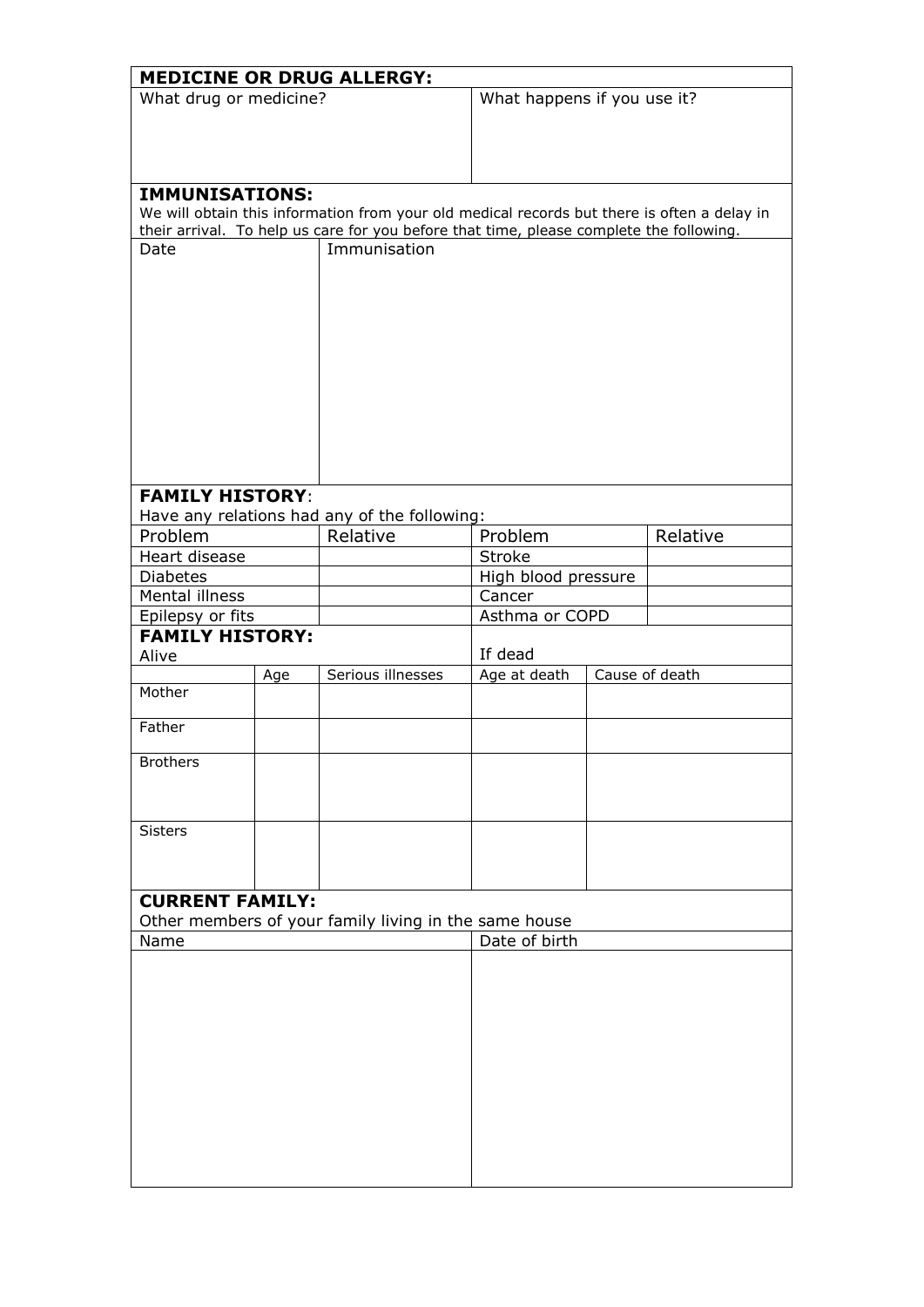**MEDICINE OR DRUG ALLERGY:**

| What drug or medicine? | What happens if you use it? |
| --- | --- |
| | |

**IMMUNISATIONS:**

We will obtain this information from your old medical records but there is often a delay in their arrival. To help us care for you before that time, please complete the following.

| Date | Immunisation |
| --- | --- |
| | |

**FAMILY HISTORY**:

Have any relations had any of the following:

| Problem | Relative | Problem | Relative |
| --- | --- | --- | --- |
| Heart disease | | Stroke | |
| Diabetes | | High blood pressure | |
| Mental illness | | Cancer | |
| Epilepsy or fits | | Asthma or COPD | |

**FAMILY HISTORY:**

| Alive | | | If dead | |
| --- | --- | --- | --- | --- |
| | Age | Serious illnesses | Age at death | Cause of death |
| Mother | | | | |
| Father | | | | |
| Brothers | | | | |
| Sisters | | | | |

**CURRENT FAMILY:**

Other members of your family living in the same house

| Name | Date of birth |
| --- | --- |
| | |